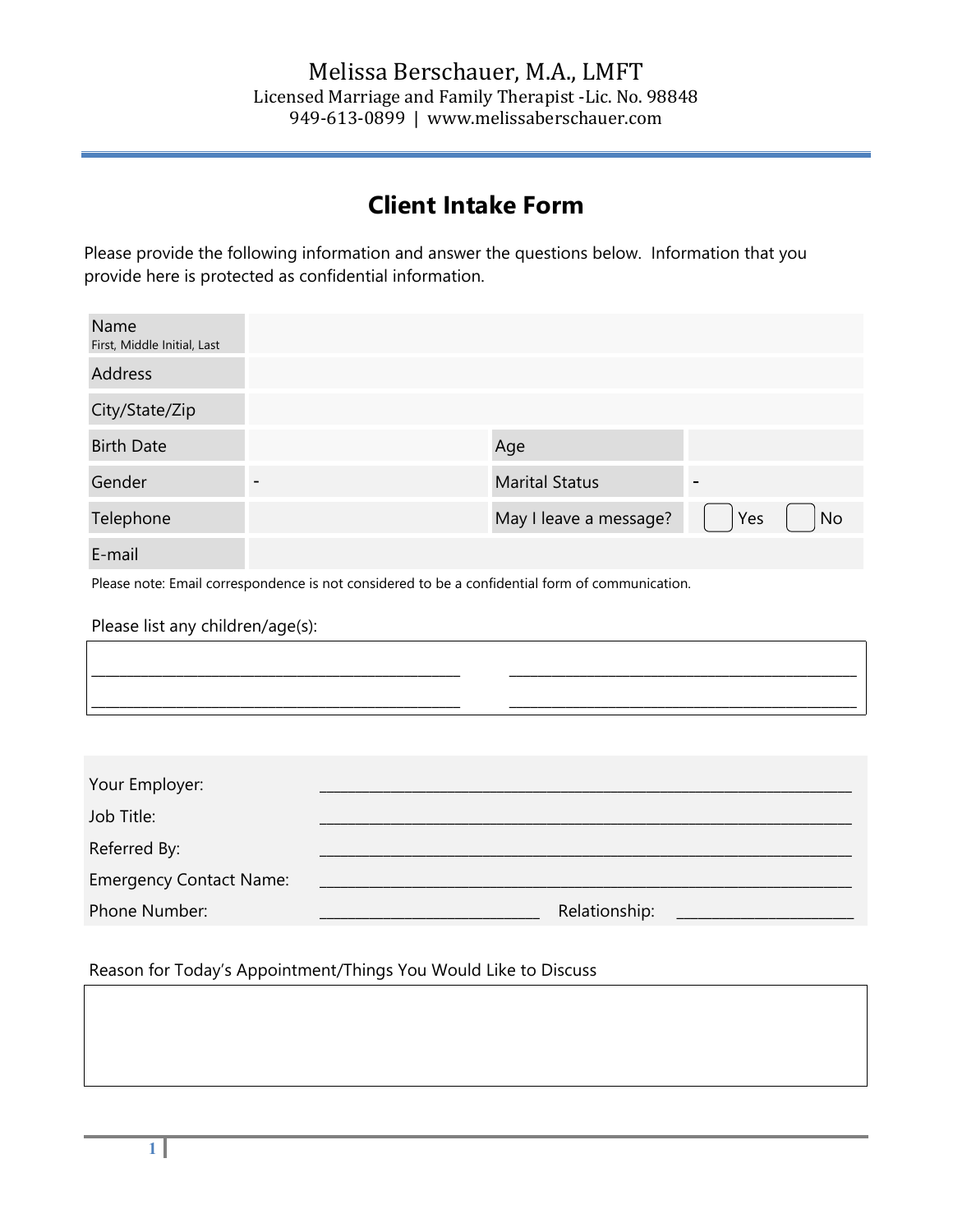Melissa Berschauer, M.A., LMFT
Licensed Marriage and Family Therapist -Lic. No. 98848
949-613-0899 | www.melissaberschauer.com

# Client Intake Form

Please provide the following information and answer the questions below. Information that you provide here is protected as confidential information.

| Name<br>First, Middle Initial, Last | | | |
|---|---|---|---|
| Address | | | |
| City/State/Zip | | | |
| Birth Date | | Age | |
| Gender | - | Marital Status | - |
| Telephone | | May I leave a message? | ☐ Yes ☐ No |
| E-mail | | | |

Please note: Email correspondence is not considered to be a confidential form of communication.

Please list any children/age(s):

_______________________________________________ _______________________________________________
_______________________________________________ _______________________________________________

Your Employer: _______________________________________________

Job Title: _______________________________________________

Referred By: _______________________________________________

Emergency Contact Name: _______________________________________________

Phone Number: ____________________________ Relationship: ______________________

Reason for Today's Appointment/Things You Would Like to Discuss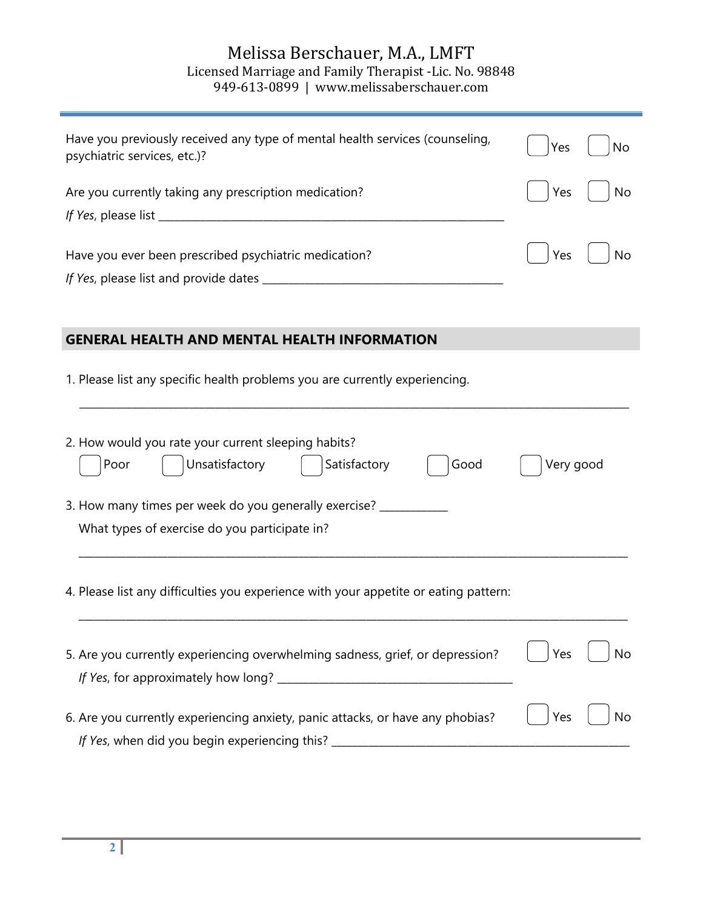Have you previously received any type of mental health services (counseling, psychiatric services, etc.)? ☐ Yes ☐ No

Are you currently taking any prescription medication? ☐ Yes ☐ No

*If Yes*, please list ______________________________________________________________

Have you ever been prescribed psychiatric medication? ☐ Yes ☐ No

*If Yes*, please list and provide dates ________________________________________

## GENERAL HEALTH AND MENTAL HEALTH INFORMATION

1. Please list any specific health problems you are currently experiencing.

   ______________________________________________________________________________________________

2. How would you rate your current sleeping habits?

   ☐ Poor ☐ Unsatisfactory ☐ Satisfactory ☐ Good ☐ Very good

3. How many times per week do you generally exercise? ____________

   What types of exercise do you participate in?

   ______________________________________________________________________________________________

4. Please list any difficulties you experience with your appetite or eating pattern:

   ______________________________________________________________________________________________

5. Are you currently experiencing overwhelming sadness, grief, or depression? ☐ Yes ☐ No

   *If Yes*, for approximately how long? ________________________________________

6. Are you currently experiencing anxiety, panic attacks, or have any phobias? ☐ Yes ☐ No

   *If Yes*, when did you begin experiencing this? ___________________________________________________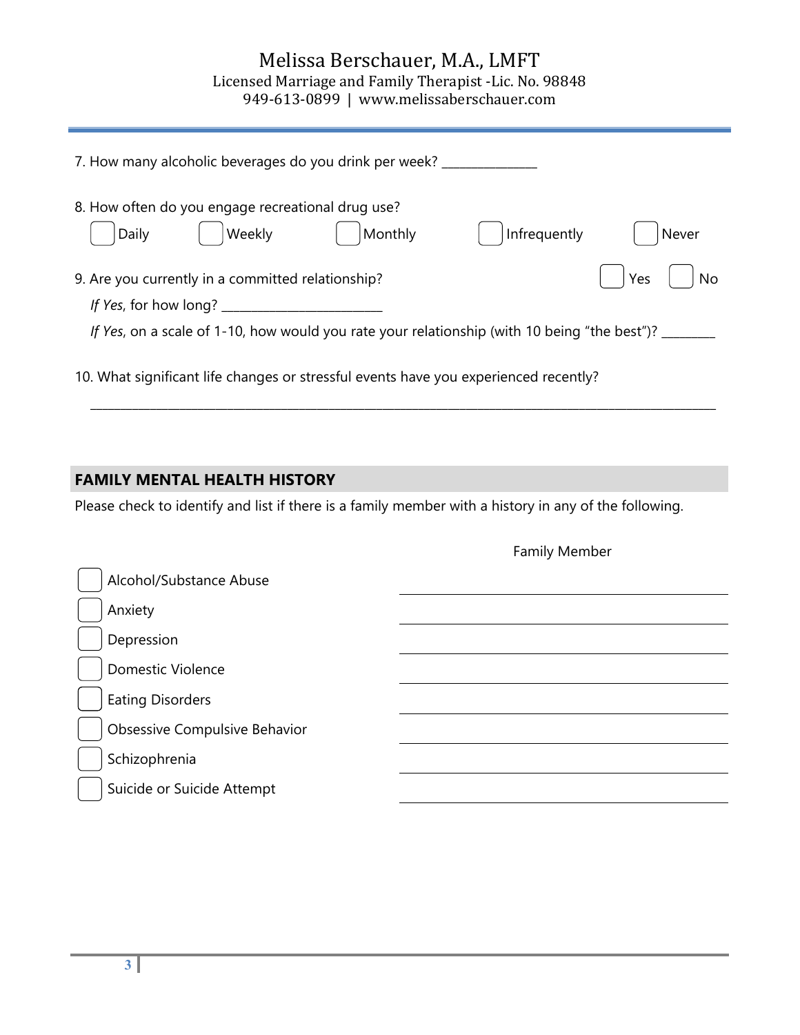7. How many alcoholic beverages do you drink per week? _______________

8. How often do you engage recreational drug use?

☐ Daily ☐ Weekly ☐ Monthly ☐ Infrequently ☐ Never

9. Are you currently in a committed relationship? ☐ Yes ☐ No

*If Yes*, for how long? _________________________

*If Yes*, on a scale of 1-10, how would you rate your relationship (with 10 being "the best")? _________

10. What significant life changes or stressful events have you experienced recently?

_______________________________________________________________________________________________

## FAMILY MENTAL HEALTH HISTORY

Please check to identify and list if there is a family member with a history in any of the following.

| | Family Member |
|---|---|
| ☐ Alcohol/Substance Abuse | |
| ☐ Anxiety | |
| ☐ Depression | |
| ☐ Domestic Violence | |
| ☐ Eating Disorders | |
| ☐ Obsessive Compulsive Behavior | |
| ☐ Schizophrenia | |
| ☐ Suicide or Suicide Attempt | |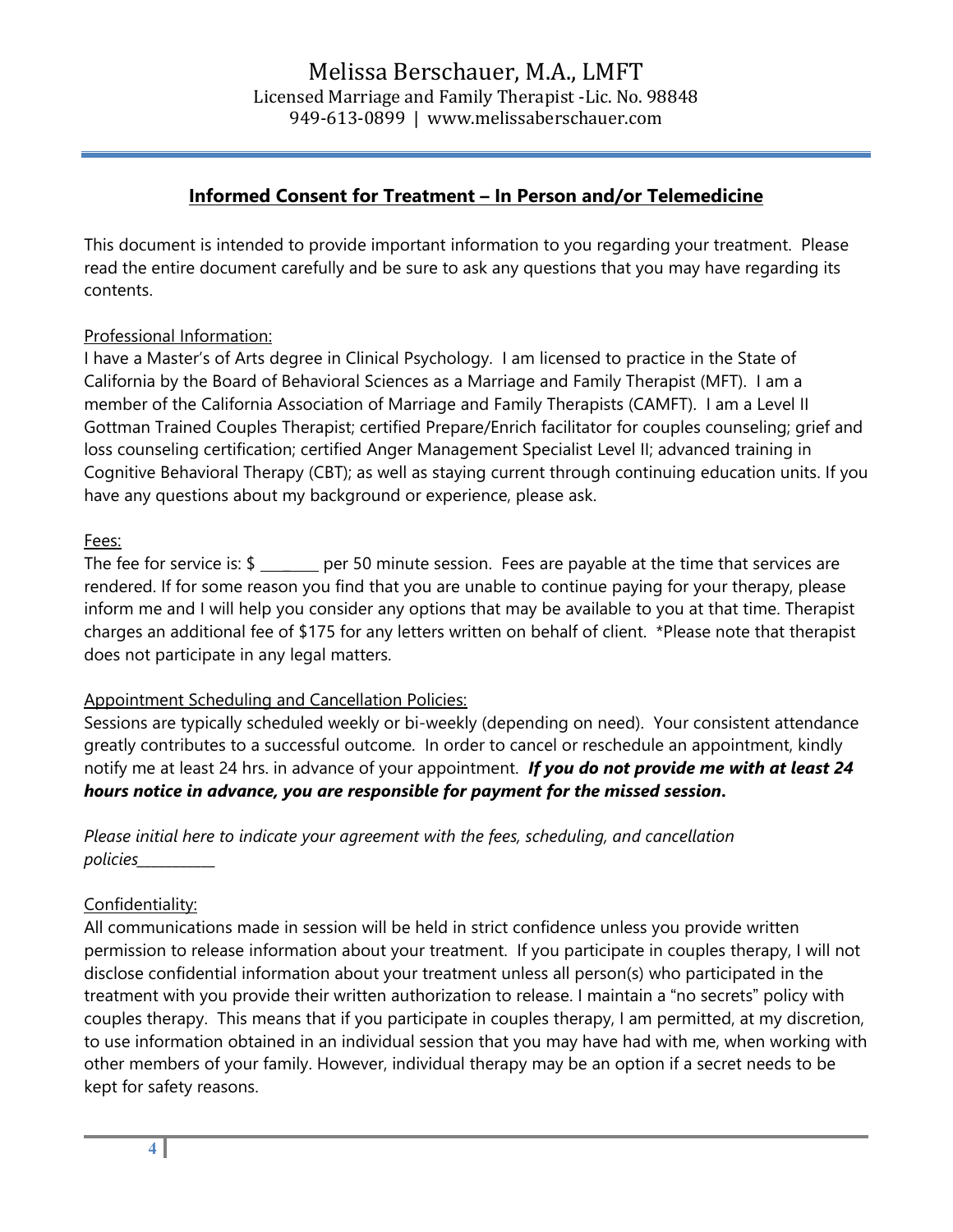# Melissa Berschauer, M.A., LMFT

Licensed Marriage and Family Therapist -Lic. No. 98848

949-613-0899 | www.melissaberschauer.com

## Informed Consent for Treatment – In Person and/or Telemedicine

This document is intended to provide important information to you regarding your treatment. Please read the entire document carefully and be sure to ask any questions that you may have regarding its contents.

Professional Information:

I have a Master's of Arts degree in Clinical Psychology. I am licensed to practice in the State of California by the Board of Behavioral Sciences as a Marriage and Family Therapist (MFT). I am a member of the California Association of Marriage and Family Therapists (CAMFT). I am a Level II Gottman Trained Couples Therapist; certified Prepare/Enrich facilitator for couples counseling; grief and loss counseling certification; certified Anger Management Specialist Level II; advanced training in Cognitive Behavioral Therapy (CBT); as well as staying current through continuing education units. If you have any questions about my background or experience, please ask.

Fees:

The fee for service is: $ ________ per 50 minute session. Fees are payable at the time that services are rendered. If for some reason you find that you are unable to continue paying for your therapy, please inform me and I will help you consider any options that may be available to you at that time. Therapist charges an additional fee of $175 for any letters written on behalf of client. *Please note that therapist does not participate in any legal matters.

Appointment Scheduling and Cancellation Policies:

Sessions are typically scheduled weekly or bi-weekly (depending on need). Your consistent attendance greatly contributes to a successful outcome. In order to cancel or reschedule an appointment, kindly notify me at least 24 hrs. in advance of your appointment. ***If you do not provide me with at least 24 hours notice in advance, you are responsible for payment for the missed session.***

*Please initial here to indicate your agreement with the fees, scheduling, and cancellation policies___________*

Confidentiality:

All communications made in session will be held in strict confidence unless you provide written permission to release information about your treatment. If you participate in couples therapy, I will not disclose confidential information about your treatment unless all person(s) who participated in the treatment with you provide their written authorization to release. I maintain a "no secrets" policy with couples therapy. This means that if you participate in couples therapy, I am permitted, at my discretion, to use information obtained in an individual session that you may have had with me, when working with other members of your family. However, individual therapy may be an option if a secret needs to be kept for safety reasons.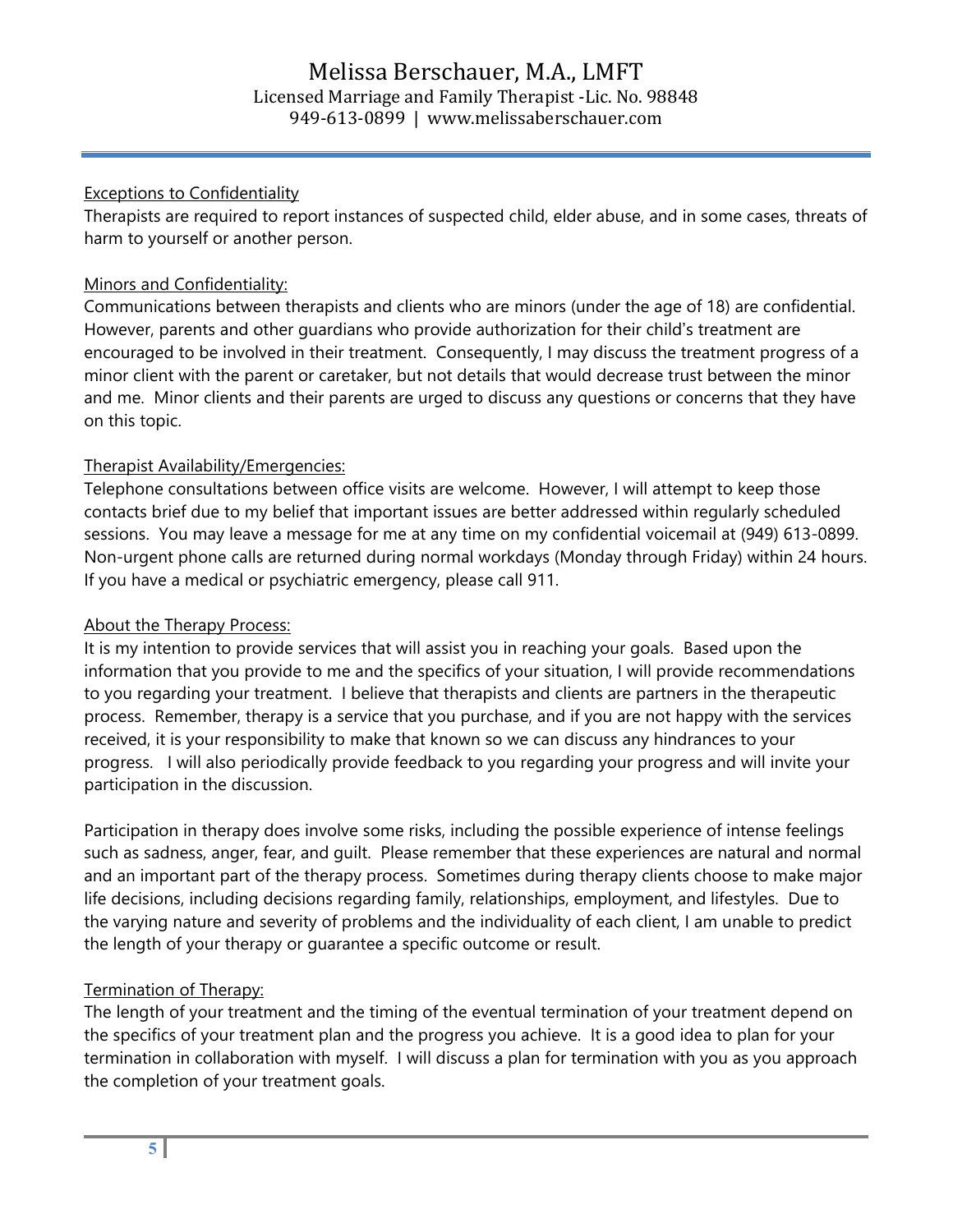## Exceptions to Confidentiality

Therapists are required to report instances of suspected child, elder abuse, and in some cases, threats of harm to yourself or another person.

## Minors and Confidentiality:

Communications between therapists and clients who are minors (under the age of 18) are confidential. However, parents and other guardians who provide authorization for their child's treatment are encouraged to be involved in their treatment. Consequently, I may discuss the treatment progress of a minor client with the parent or caretaker, but not details that would decrease trust between the minor and me. Minor clients and their parents are urged to discuss any questions or concerns that they have on this topic.

## Therapist Availability/Emergencies:

Telephone consultations between office visits are welcome. However, I will attempt to keep those contacts brief due to my belief that important issues are better addressed within regularly scheduled sessions. You may leave a message for me at any time on my confidential voicemail at (949) 613-0899. Non-urgent phone calls are returned during normal workdays (Monday through Friday) within 24 hours. If you have a medical or psychiatric emergency, please call 911.

## About the Therapy Process:

It is my intention to provide services that will assist you in reaching your goals. Based upon the information that you provide to me and the specifics of your situation, I will provide recommendations to you regarding your treatment. I believe that therapists and clients are partners in the therapeutic process. Remember, therapy is a service that you purchase, and if you are not happy with the services received, it is your responsibility to make that known so we can discuss any hindrances to your progress. I will also periodically provide feedback to you regarding your progress and will invite your participation in the discussion.

Participation in therapy does involve some risks, including the possible experience of intense feelings such as sadness, anger, fear, and guilt. Please remember that these experiences are natural and normal and an important part of the therapy process. Sometimes during therapy clients choose to make major life decisions, including decisions regarding family, relationships, employment, and lifestyles. Due to the varying nature and severity of problems and the individuality of each client, I am unable to predict the length of your therapy or guarantee a specific outcome or result.

## Termination of Therapy:

The length of your treatment and the timing of the eventual termination of your treatment depend on the specifics of your treatment plan and the progress you achieve. It is a good idea to plan for your termination in collaboration with myself. I will discuss a plan for termination with you as you approach the completion of your treatment goals.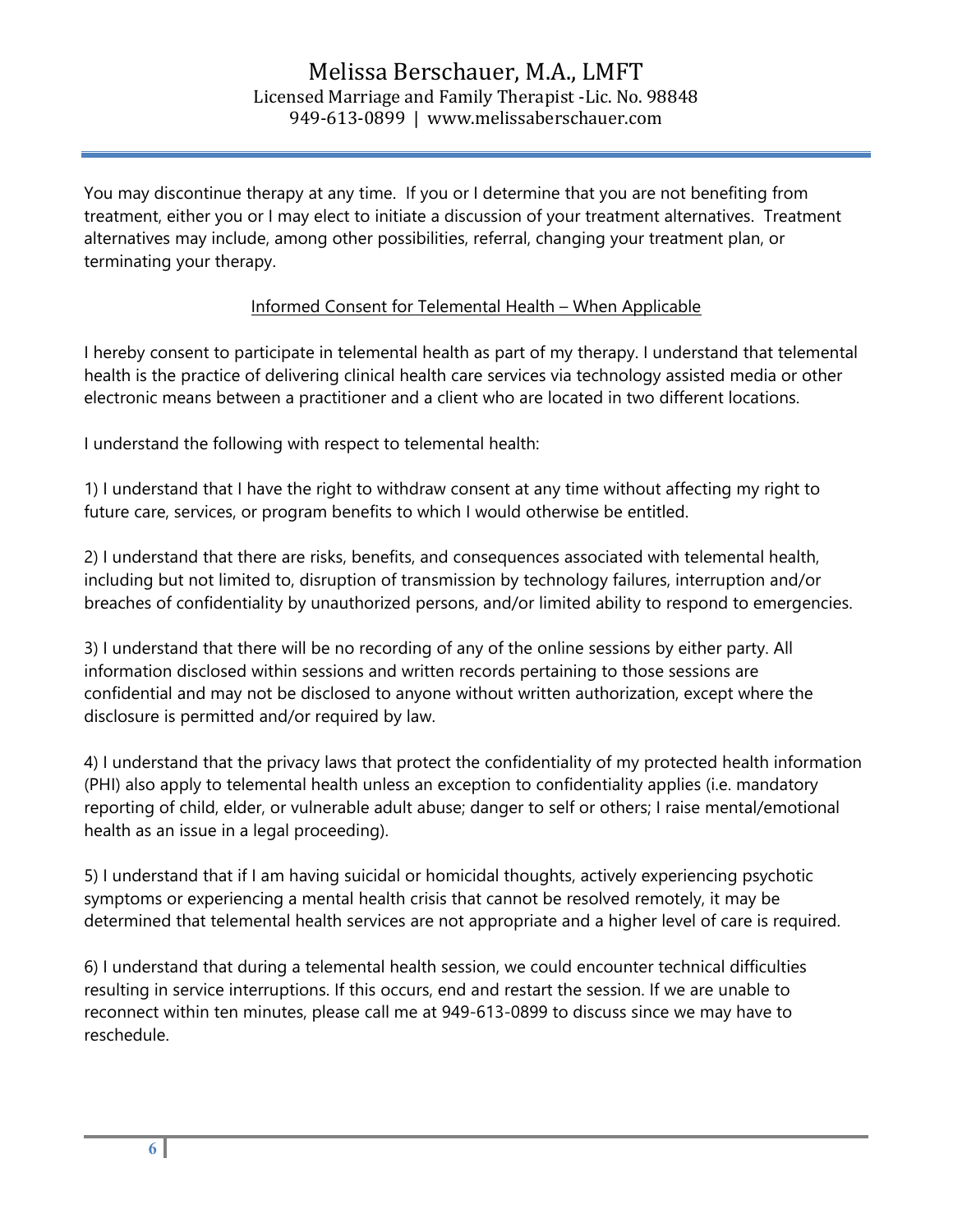You may discontinue therapy at any time. If you or I determine that you are not benefiting from treatment, either you or I may elect to initiate a discussion of your treatment alternatives. Treatment alternatives may include, among other possibilities, referral, changing your treatment plan, or terminating your therapy.

## Informed Consent for Telemental Health – When Applicable

I hereby consent to participate in telemental health as part of my therapy. I understand that telemental health is the practice of delivering clinical health care services via technology assisted media or other electronic means between a practitioner and a client who are located in two different locations.

I understand the following with respect to telemental health:

1) I understand that I have the right to withdraw consent at any time without affecting my right to future care, services, or program benefits to which I would otherwise be entitled.

2) I understand that there are risks, benefits, and consequences associated with telemental health, including but not limited to, disruption of transmission by technology failures, interruption and/or breaches of confidentiality by unauthorized persons, and/or limited ability to respond to emergencies.

3) I understand that there will be no recording of any of the online sessions by either party. All information disclosed within sessions and written records pertaining to those sessions are confidential and may not be disclosed to anyone without written authorization, except where the disclosure is permitted and/or required by law.

4) I understand that the privacy laws that protect the confidentiality of my protected health information (PHI) also apply to telemental health unless an exception to confidentiality applies (i.e. mandatory reporting of child, elder, or vulnerable adult abuse; danger to self or others; I raise mental/emotional health as an issue in a legal proceeding).

5) I understand that if I am having suicidal or homicidal thoughts, actively experiencing psychotic symptoms or experiencing a mental health crisis that cannot be resolved remotely, it may be determined that telemental health services are not appropriate and a higher level of care is required.

6) I understand that during a telemental health session, we could encounter technical difficulties resulting in service interruptions. If this occurs, end and restart the session. If we are unable to reconnect within ten minutes, please call me at 949-613-0899 to discuss since we may have to reschedule.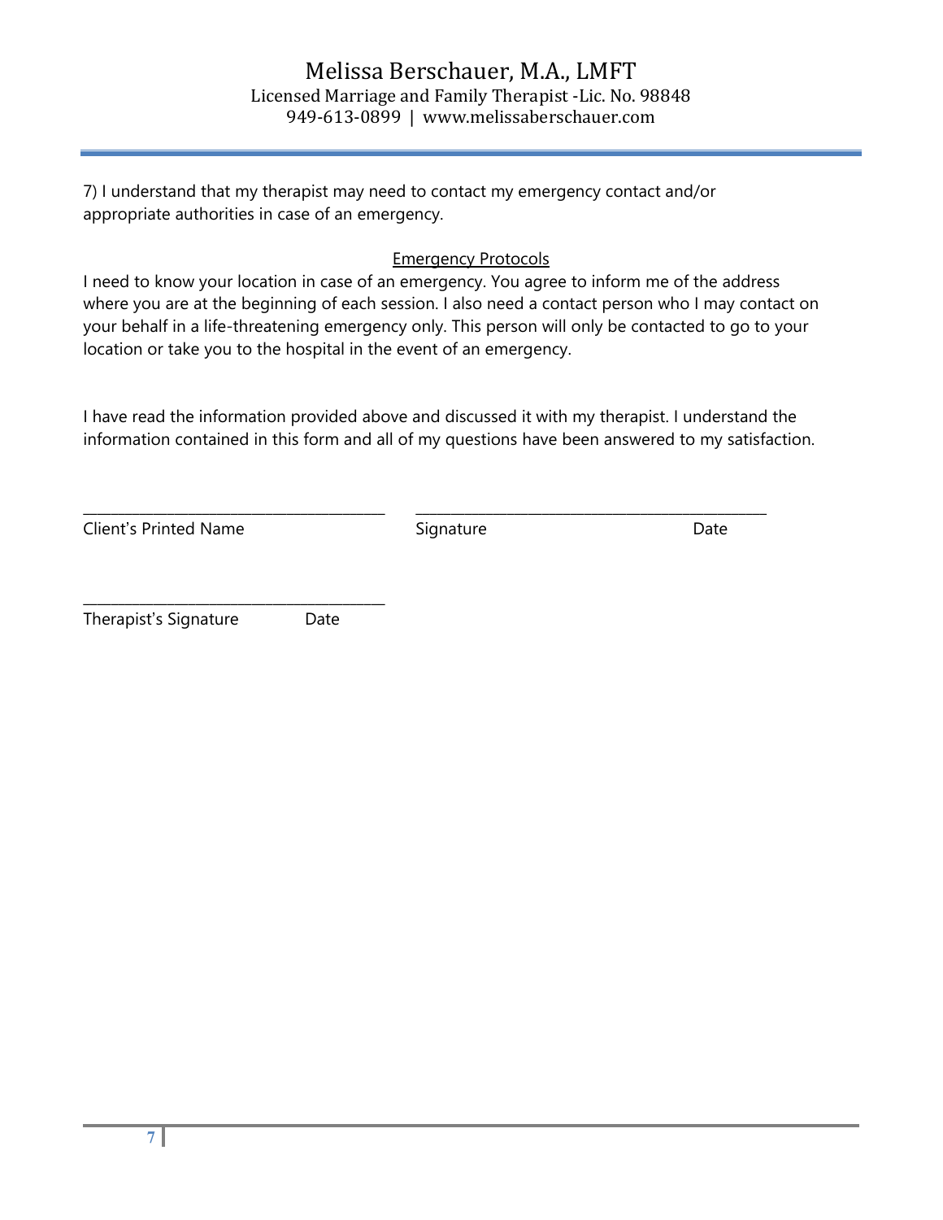7) I understand that my therapist may need to contact my emergency contact and/or appropriate authorities in case of an emergency.

<u>Emergency Protocols</u>

I need to know your location in case of an emergency. You agree to inform me of the address where you are at the beginning of each session. I also need a contact person who I may contact on your behalf in a life-threatening emergency only. This person will only be contacted to go to your location or take you to the hospital in the event of an emergency.

I have read the information provided above and discussed it with my therapist. I understand the information contained in this form and all of my questions have been answered to my satisfaction.

\_\_\_\_\_\_\_\_\_\_\_\_\_\_\_\_\_\_\_\_\_\_\_\_\_\_\_\_\_\_\_\_\_\_\_\_\_\_\_\_ \_\_\_\_\_\_\_\_\_\_\_\_\_\_\_\_\_\_\_\_\_\_\_\_\_\_\_\_\_\_\_\_\_\_\_\_\_\_\_\_\_\_\_\_\_\_\_

Client's Printed Name Signature Date

\_\_\_\_\_\_\_\_\_\_\_\_\_\_\_\_\_\_\_\_\_\_\_\_\_\_\_\_\_\_\_\_\_\_\_\_\_\_\_\_

Therapist's Signature Date